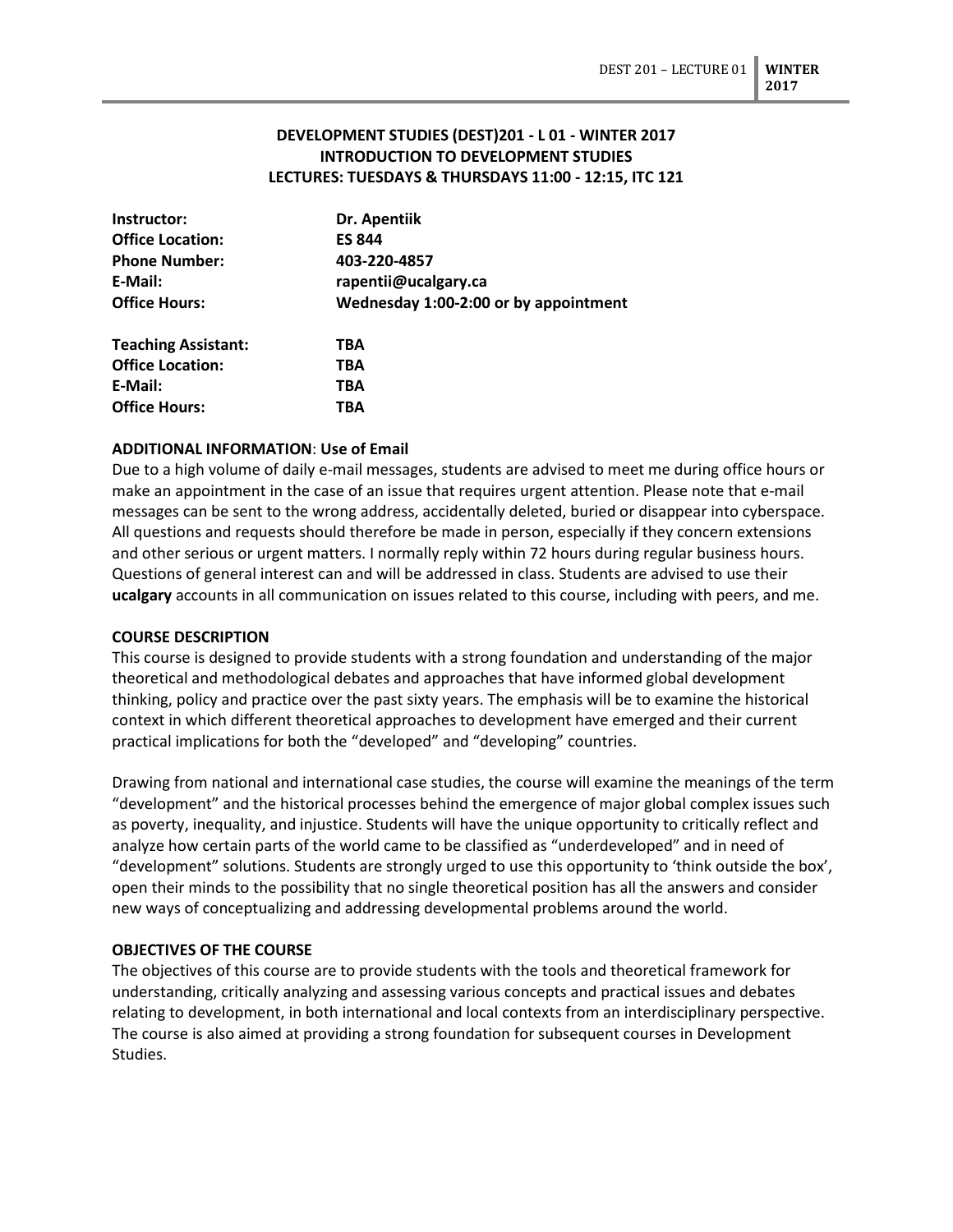# DEVELOPMENT STUDIES (DEST)201 - L 01 - WINTER 2017
## INTRODUCTION TO DEVELOPMENT STUDIES
### LECTURES: TUESDAYS & THURSDAYS 11:00 - 12:15, ITC 121

| | |
|---|---|
| **Instructor:** | **Dr. Apentiik** |
| **Office Location:** | **ES 844** |
| **Phone Number:** | **403-220-4857** |
| **E-Mail:** | **rapentii@ucalgary.ca** |
| **Office Hours:** | **Wednesday 1:00-2:00 or by appointment** |

| | |
|---|---|
| **Teaching Assistant:** | **TBA** |
| **Office Location:** | **TBA** |
| **E-Mail:** | **TBA** |
| **Office Hours:** | **TBA** |

**ADDITIONAL INFORMATION**: **Use of Email**

Due to a high volume of daily e-mail messages, students are advised to meet me during office hours or make an appointment in the case of an issue that requires urgent attention. Please note that e-mail messages can be sent to the wrong address, accidentally deleted, buried or disappear into cyberspace. All questions and requests should therefore be made in person, especially if they concern extensions and other serious or urgent matters. I normally reply within 72 hours during regular business hours. Questions of general interest can and will be addressed in class. Students are advised to use their **ucalgary** accounts in all communication on issues related to this course, including with peers, and me.

**COURSE DESCRIPTION**

This course is designed to provide students with a strong foundation and understanding of the major theoretical and methodological debates and approaches that have informed global development thinking, policy and practice over the past sixty years. The emphasis will be to examine the historical context in which different theoretical approaches to development have emerged and their current practical implications for both the "developed" and "developing" countries.

Drawing from national and international case studies, the course will examine the meanings of the term "development" and the historical processes behind the emergence of major global complex issues such as poverty, inequality, and injustice. Students will have the unique opportunity to critically reflect and analyze how certain parts of the world came to be classified as "underdeveloped" and in need of "development" solutions. Students are strongly urged to use this opportunity to 'think outside the box', open their minds to the possibility that no single theoretical position has all the answers and consider new ways of conceptualizing and addressing developmental problems around the world.

**OBJECTIVES OF THE COURSE**

The objectives of this course are to provide students with the tools and theoretical framework for understanding, critically analyzing and assessing various concepts and practical issues and debates relating to development, in both international and local contexts from an interdisciplinary perspective. The course is also aimed at providing a strong foundation for subsequent courses in Development Studies.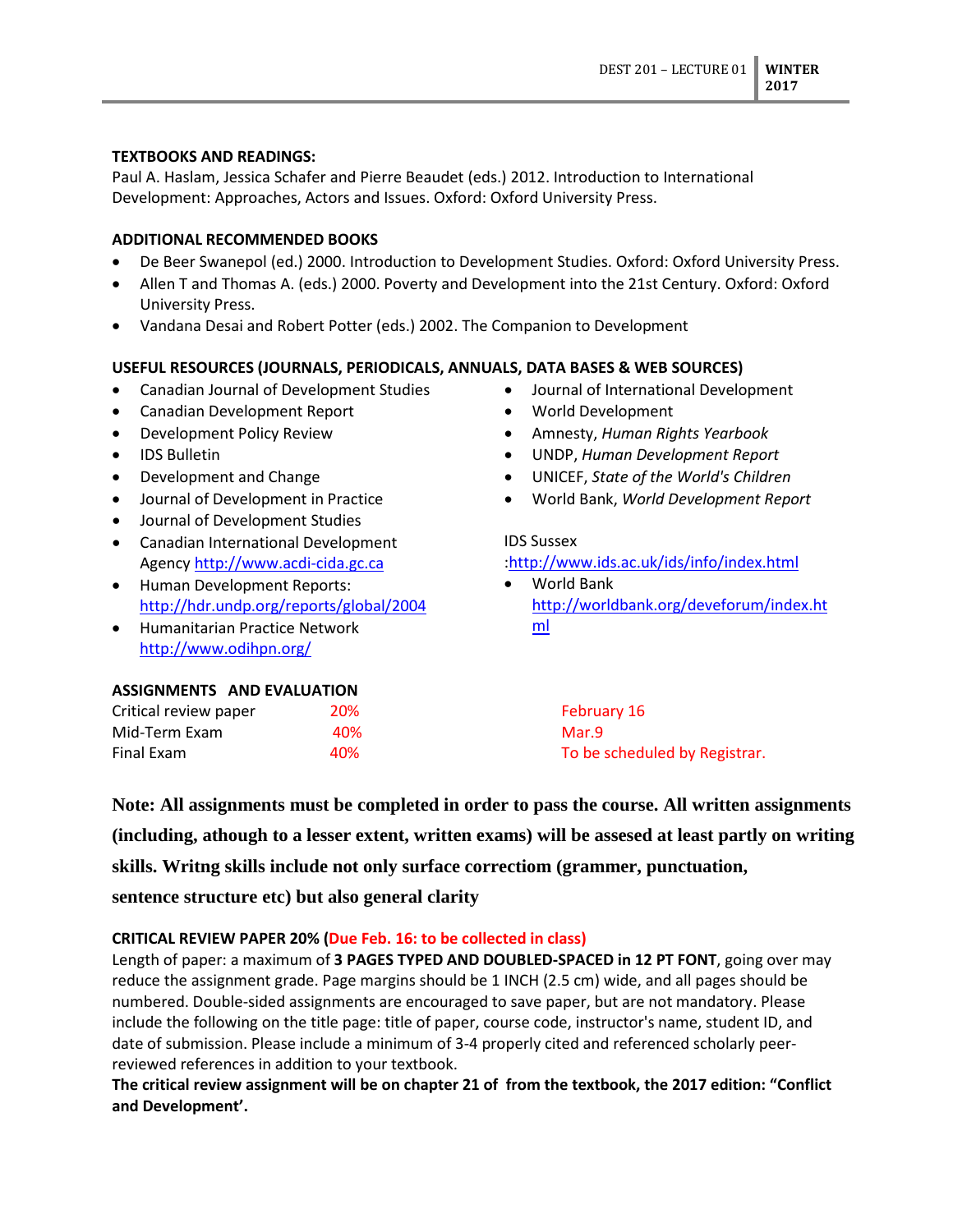### TEXTBOOKS AND READINGS:

Paul A. Haslam, Jessica Schafer and Pierre Beaudet (eds.) 2012. Introduction to International Development: Approaches, Actors and Issues. Oxford: Oxford University Press.

### ADDITIONAL RECOMMENDED BOOKS

- De Beer Swanepol (ed.) 2000. Introduction to Development Studies. Oxford: Oxford University Press.
- Allen T and Thomas A. (eds.) 2000. Poverty and Development into the 21st Century. Oxford: Oxford University Press.
- Vandana Desai and Robert Potter (eds.) 2002. The Companion to Development

### USEFUL RESOURCES (JOURNALS, PERIODICALS, ANNUALS, DATA BASES & WEB SOURCES)

- Canadian Journal of Development Studies
- Canadian Development Report
- Development Policy Review
- IDS Bulletin
- Development and Change
- Journal of Development in Practice
- Journal of Development Studies
- Canadian International Development Agency http://www.acdi-cida.gc.ca
- Human Development Reports: http://hdr.undp.org/reports/global/2004
- Humanitarian Practice Network http://www.odihpn.org/
- Journal of International Development
- World Development
- Amnesty, *Human Rights Yearbook*
- UNDP, *Human Development Report*
- UNICEF, *State of the World's Children*
- World Bank, *World Development Report*

IDS Sussex :http://www.ids.ac.uk/ids/info/index.html

- World Bank http://worldbank.org/deveforum/index.html

### ASSIGNMENTS AND EVALUATION

| | | |
|---|---|---|
| Critical review paper | 20% | February 16 |
| Mid-Term Exam | 40% | Mar.9 |
| Final Exam | 40% | To be scheduled by Registrar. |

**Note: All assignments must be completed in order to pass the course. All written assignments (including, athough to a lesser extent, written exams) will be assesed at least partly on writing skills. Writng skills include not only surface correction (grammer, punctuation, sentence structure etc) but also general clarity**

### CRITICAL REVIEW PAPER 20% (Due Feb. 16: to be collected in class)

Length of paper: a maximum of **3 PAGES TYPED AND DOUBLED-SPACED in 12 PT FONT**, going over may reduce the assignment grade. Page margins should be 1 INCH (2.5 cm) wide, and all pages should be numbered. Double-sided assignments are encouraged to save paper, but are not mandatory. Please include the following on the title page: title of paper, course code, instructor's name, student ID, and date of submission. Please include a minimum of 3-4 properly cited and referenced scholarly peer-reviewed references in addition to your textbook.

**The critical review assignment will be on chapter 21 of from the textbook, the 2017 edition: "Conflict and Development'.**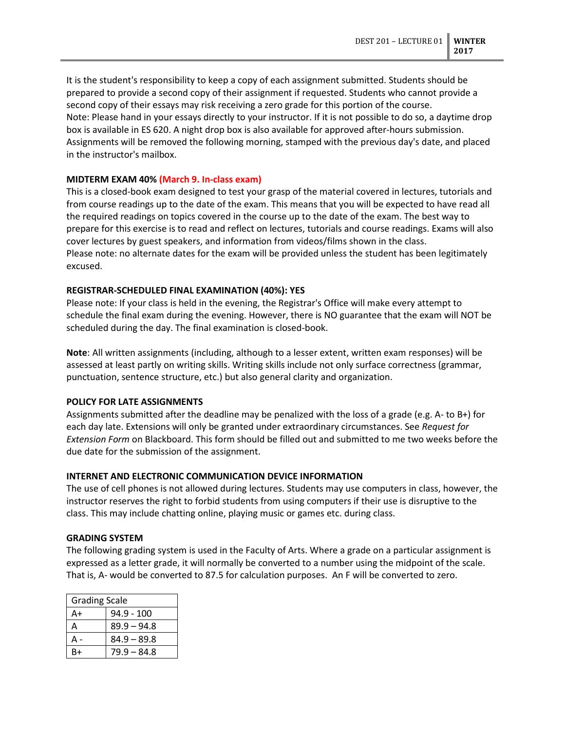It is the student's responsibility to keep a copy of each assignment submitted. Students should be prepared to provide a second copy of their assignment if requested. Students who cannot provide a second copy of their essays may risk receiving a zero grade for this portion of the course.
Note: Please hand in your essays directly to your instructor. If it is not possible to do so, a daytime drop box is available in ES 620. A night drop box is also available for approved after-hours submission. Assignments will be removed the following morning, stamped with the previous day's date, and placed in the instructor's mailbox.

**MIDTERM EXAM 40% (March 9. In-class exam)**

This is a closed-book exam designed to test your grasp of the material covered in lectures, tutorials and from course readings up to the date of the exam. This means that you will be expected to have read all the required readings on topics covered in the course up to the date of the exam. The best way to prepare for this exercise is to read and reflect on lectures, tutorials and course readings. Exams will also cover lectures by guest speakers, and information from videos/films shown in the class.
Please note: no alternate dates for the exam will be provided unless the student has been legitimately excused.

**REGISTRAR-SCHEDULED FINAL EXAMINATION (40%): YES**

Please note: If your class is held in the evening, the Registrar's Office will make every attempt to schedule the final exam during the evening. However, there is NO guarantee that the exam will NOT be scheduled during the day. The final examination is closed-book.

**Note**: All written assignments (including, although to a lesser extent, written exam responses) will be assessed at least partly on writing skills. Writing skills include not only surface correctness (grammar, punctuation, sentence structure, etc.) but also general clarity and organization.

**POLICY FOR LATE ASSIGNMENTS**

Assignments submitted after the deadline may be penalized with the loss of a grade (e.g. A- to B+) for each day late. Extensions will only be granted under extraordinary circumstances. See *Request for Extension Form* on Blackboard. This form should be filled out and submitted to me two weeks before the due date for the submission of the assignment.

**INTERNET AND ELECTRONIC COMMUNICATION DEVICE INFORMATION**

The use of cell phones is not allowed during lectures. Students may use computers in class, however, the instructor reserves the right to forbid students from using computers if their use is disruptive to the class. This may include chatting online, playing music or games etc. during class.

**GRADING SYSTEM**

The following grading system is used in the Faculty of Arts. Where a grade on a particular assignment is expressed as a letter grade, it will normally be converted to a number using the midpoint of the scale. That is, A- would be converted to 87.5 for calculation purposes. An F will be converted to zero.

| Grading Scale | |
|---|---|
| A+ | 94.9 - 100 |
| A | 89.9 – 94.8 |
| A - | 84.9 – 89.8 |
| B+ | 79.9 – 84.8 |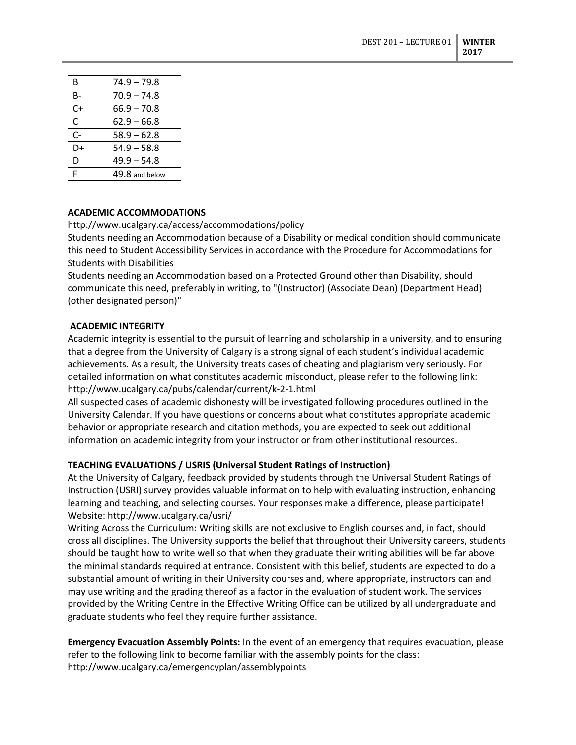| B | 74.9 – 79.8 |
|---|---|
| B- | 70.9 – 74.8 |
| C+ | 66.9 – 70.8 |
| C | 62.9 – 66.8 |
| C- | 58.9 – 62.8 |
| D+ | 54.9 – 58.8 |
| D | 49.9 – 54.8 |
| F | 49.8 and below |

**ACADEMIC ACCOMMODATIONS**

http://www.ucalgary.ca/access/accommodations/policy

Students needing an Accommodation because of a Disability or medical condition should communicate this need to Student Accessibility Services in accordance with the Procedure for Accommodations for Students with Disabilities

Students needing an Accommodation based on a Protected Ground other than Disability, should communicate this need, preferably in writing, to "(Instructor) (Associate Dean) (Department Head) (other designated person)"

**ACADEMIC INTEGRITY**

Academic integrity is essential to the pursuit of learning and scholarship in a university, and to ensuring that a degree from the University of Calgary is a strong signal of each student's individual academic achievements. As a result, the University treats cases of cheating and plagiarism very seriously. For detailed information on what constitutes academic misconduct, please refer to the following link: http://www.ucalgary.ca/pubs/calendar/current/k-2-1.html

All suspected cases of academic dishonesty will be investigated following procedures outlined in the University Calendar. If you have questions or concerns about what constitutes appropriate academic behavior or appropriate research and citation methods, you are expected to seek out additional information on academic integrity from your instructor or from other institutional resources.

**TEACHING EVALUATIONS / USRIS (Universal Student Ratings of Instruction)**

At the University of Calgary, feedback provided by students through the Universal Student Ratings of Instruction (USRI) survey provides valuable information to help with evaluating instruction, enhancing learning and teaching, and selecting courses. Your responses make a difference, please participate! Website: http://www.ucalgary.ca/usri/

Writing Across the Curriculum: Writing skills are not exclusive to English courses and, in fact, should cross all disciplines. The University supports the belief that throughout their University careers, students should be taught how to write well so that when they graduate their writing abilities will be far above the minimal standards required at entrance. Consistent with this belief, students are expected to do a substantial amount of writing in their University courses and, where appropriate, instructors can and may use writing and the grading thereof as a factor in the evaluation of student work. The services provided by the Writing Centre in the Effective Writing Office can be utilized by all undergraduate and graduate students who feel they require further assistance.

**Emergency Evacuation Assembly Points:** In the event of an emergency that requires evacuation, please refer to the following link to become familiar with the assembly points for the class: http://www.ucalgary.ca/emergencyplan/assemblypoints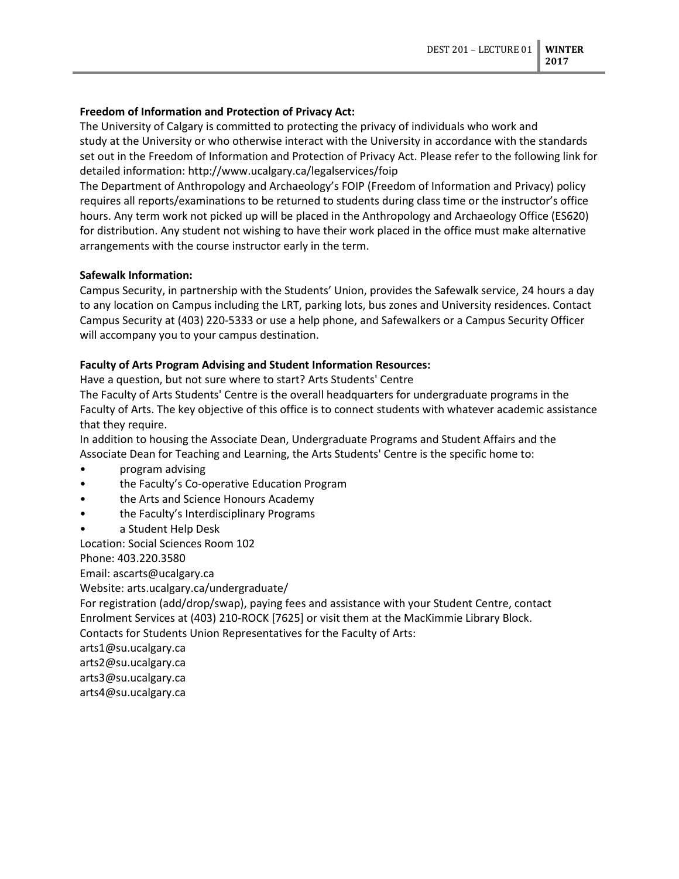**Freedom of Information and Protection of Privacy Act:**

The University of Calgary is committed to protecting the privacy of individuals who work and study at the University or who otherwise interact with the University in accordance with the standards set out in the Freedom of Information and Protection of Privacy Act. Please refer to the following link for detailed information: http://www.ucalgary.ca/legalservices/foip

The Department of Anthropology and Archaeology's FOIP (Freedom of Information and Privacy) policy requires all reports/examinations to be returned to students during class time or the instructor's office hours. Any term work not picked up will be placed in the Anthropology and Archaeology Office (ES620) for distribution. Any student not wishing to have their work placed in the office must make alternative arrangements with the course instructor early in the term.

**Safewalk Information:**

Campus Security, in partnership with the Students' Union, provides the Safewalk service, 24 hours a day to any location on Campus including the LRT, parking lots, bus zones and University residences. Contact Campus Security at (403) 220-5333 or use a help phone, and Safewalkers or a Campus Security Officer will accompany you to your campus destination.

**Faculty of Arts Program Advising and Student Information Resources:**

Have a question, but not sure where to start? Arts Students' Centre

The Faculty of Arts Students' Centre is the overall headquarters for undergraduate programs in the Faculty of Arts. The key objective of this office is to connect students with whatever academic assistance that they require.

In addition to housing the Associate Dean, Undergraduate Programs and Student Affairs and the Associate Dean for Teaching and Learning, the Arts Students' Centre is the specific home to:

- program advising
- the Faculty's Co-operative Education Program
- the Arts and Science Honours Academy
- the Faculty's Interdisciplinary Programs
- a Student Help Desk

Location: Social Sciences Room 102

Phone: 403.220.3580

Email: ascarts@ucalgary.ca

Website: arts.ucalgary.ca/undergraduate/

For registration (add/drop/swap), paying fees and assistance with your Student Centre, contact Enrolment Services at (403) 210-ROCK [7625] or visit them at the MacKimmie Library Block.

Contacts for Students Union Representatives for the Faculty of Arts:

arts1@su.ucalgary.ca

arts2@su.ucalgary.ca

arts3@su.ucalgary.ca

arts4@su.ucalgary.ca